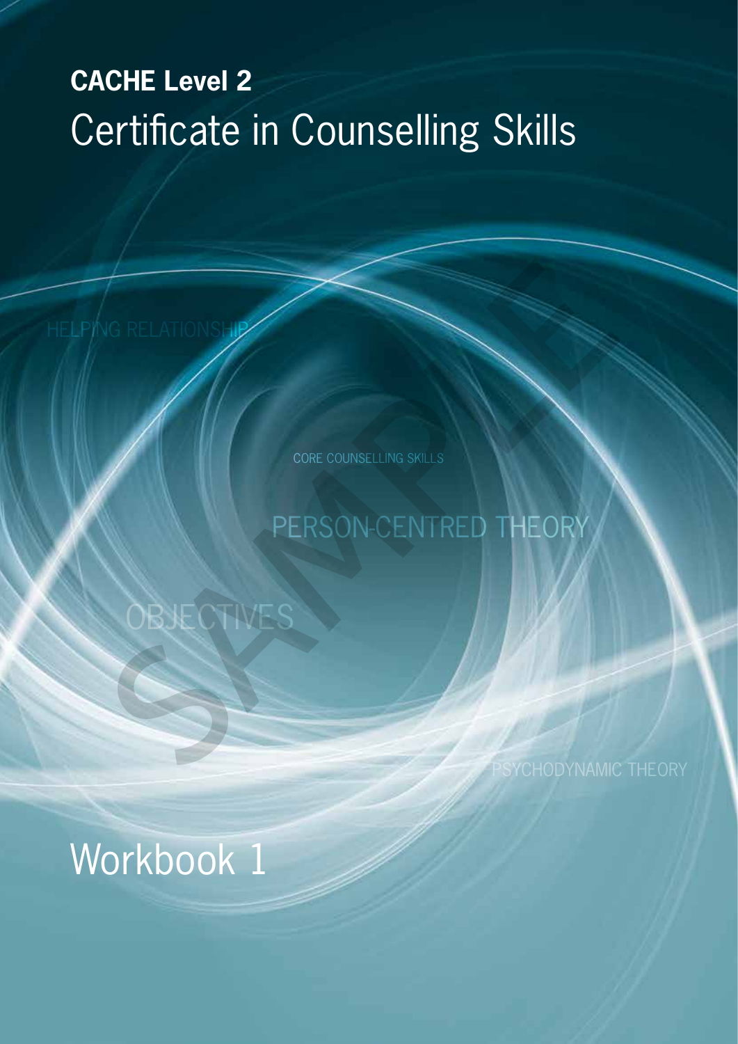**CACHE Level 2**

# Certificate in Counselling Skills

HELPING RELATIONSHIP

CORE COUNSELLING SKILLS

PERSON-CENTRED THEORY

OBJECTIVES

PSYCHODYNAMIC THEORY

## Workbook 1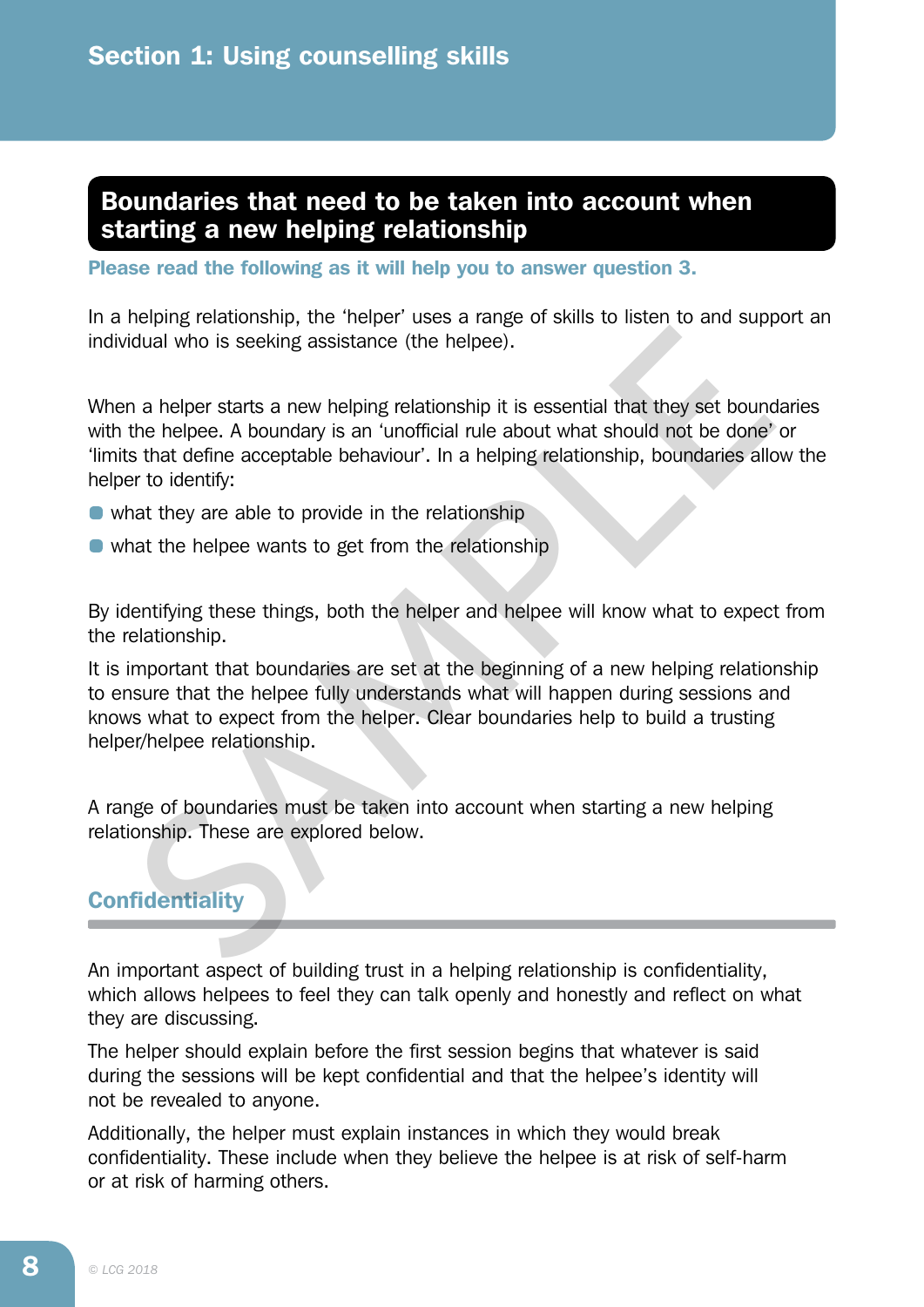## Boundaries that need to be taken into account when starting a new helping relationship

**Please read the following as it will help you to answer question 3.**

In a helping relationship, the 'helper' uses a range of skills to listen to and support an individual who is seeking assistance (the helpee).

When a helper starts a new helping relationship it is essential that they set boundaries with the helpee. A boundary is an 'unofficial rule about what should not be done' or 'limits that define acceptable behaviour'. In a helping relationship, boundaries allow the helper to identify:

- what they are able to provide in the relationship
- what the helpee wants to get from the relationship

By identifying these things, both the helper and helpee will know what to expect from the relationship.

It is important that boundaries are set at the beginning of a new helping relationship to ensure that the helpee fully understands what will happen during sessions and knows what to expect from the helper. Clear boundaries help to build a trusting helper/helpee relationship.

A range of boundaries must be taken into account when starting a new helping relationship. These are explored below.

### Confidentiality

An important aspect of building trust in a helping relationship is confidentiality, which allows helpees to feel they can talk openly and honestly and reflect on what they are discussing.

The helper should explain before the first session begins that whatever is said during the sessions will be kept confidential and that the helpee's identity will not be revealed to anyone.

Additionally, the helper must explain instances in which they would break confidentiality. These include when they believe the helpee is at risk of self-harm or at risk of harming others.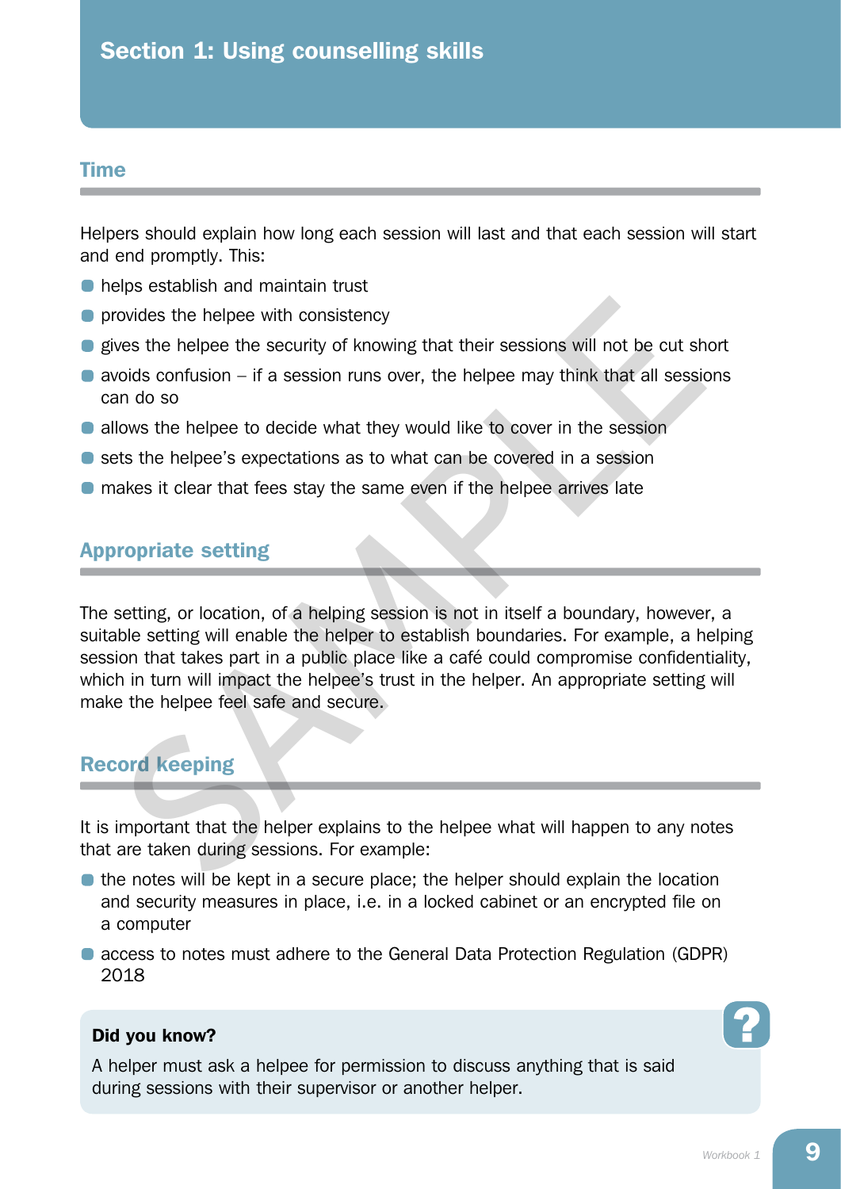# Section 1: Using counselling skills

## Time

Helpers should explain how long each session will last and that each session will start and end promptly. This:

- helps establish and maintain trust
- provides the helpee with consistency
- gives the helpee the security of knowing that their sessions will not be cut short
- avoids confusion – if a session runs over, the helpee may think that all sessions can do so
- allows the helpee to decide what they would like to cover in the session
- sets the helpee's expectations as to what can be covered in a session
- makes it clear that fees stay the same even if the helpee arrives late

## Appropriate setting

The setting, or location, of a helping session is not in itself a boundary, however, a suitable setting will enable the helper to establish boundaries. For example, a helping session that takes part in a public place like a café could compromise confidentiality, which in turn will impact the helpee's trust in the helper. An appropriate setting will make the helpee feel safe and secure.

## Record keeping

It is important that the helper explains to the helpee what will happen to any notes that are taken during sessions. For example:

- the notes will be kept in a secure place; the helper should explain the location and security measures in place, i.e. in a locked cabinet or an encrypted file on a computer
- access to notes must adhere to the General Data Protection Regulation (GDPR) 2018

**Did you know?**

A helper must ask a helpee for permission to discuss anything that is said during sessions with their supervisor or another helper.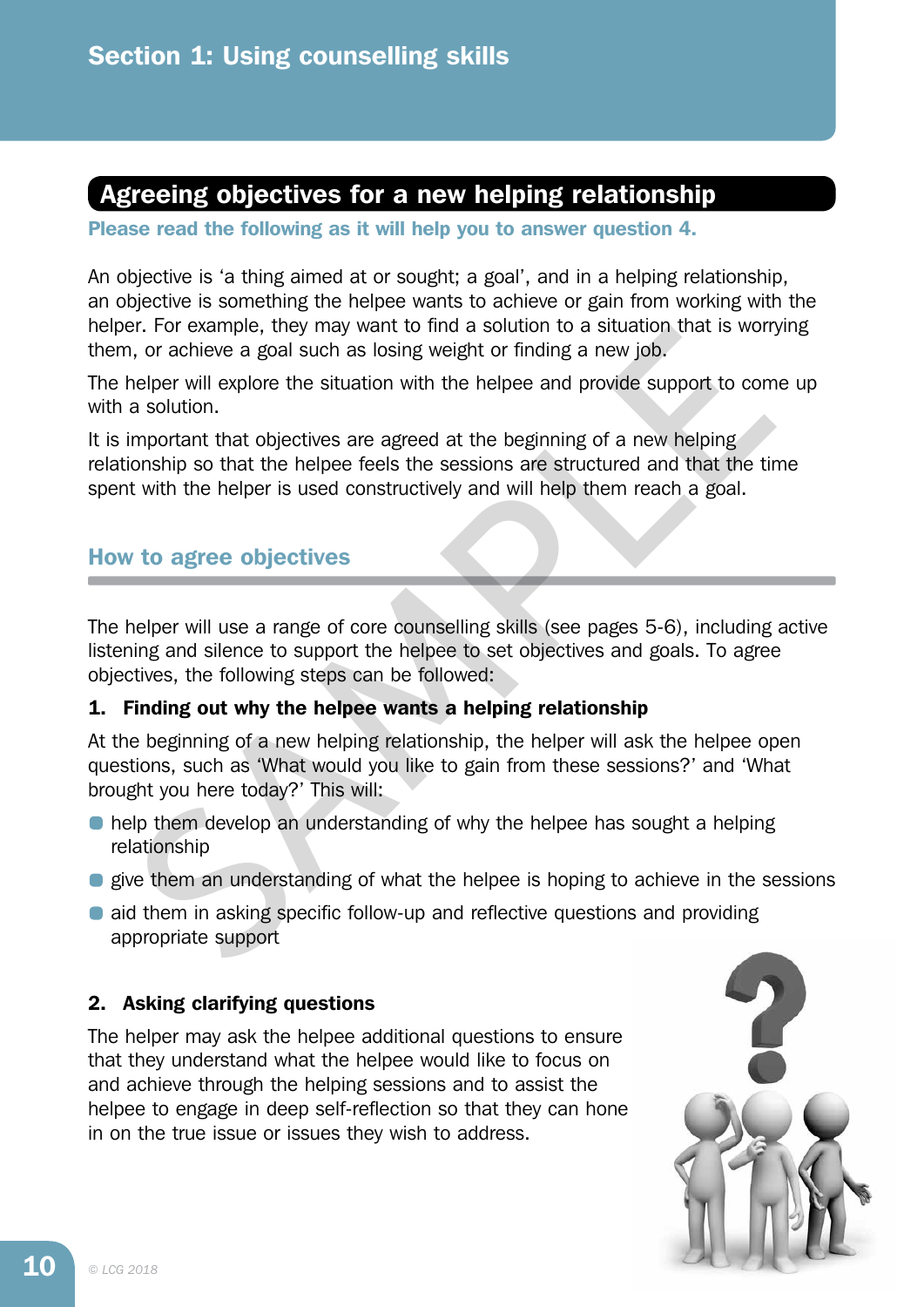## Agreeing objectives for a new helping relationship

**Please read the following as it will help you to answer question 4.**

An objective is 'a thing aimed at or sought; a goal', and in a helping relationship, an objective is something the helpee wants to achieve or gain from working with the helper. For example, they may want to find a solution to a situation that is worrying them, or achieve a goal such as losing weight or finding a new job.

The helper will explore the situation with the helpee and provide support to come up with a solution.

It is important that objectives are agreed at the beginning of a new helping relationship so that the helpee feels the sessions are structured and that the time spent with the helper is used constructively and will help them reach a goal.

### How to agree objectives

The helper will use a range of core counselling skills (see pages 5-6), including active listening and silence to support the helpee to set objectives and goals. To agree objectives, the following steps can be followed:

**1. Finding out why the helpee wants a helping relationship**

At the beginning of a new helping relationship, the helper will ask the helpee open questions, such as 'What would you like to gain from these sessions?' and 'What brought you here today?' This will:

- help them develop an understanding of why the helpee has sought a helping relationship
- give them an understanding of what the helpee is hoping to achieve in the sessions
- aid them in asking specific follow-up and reflective questions and providing appropriate support

**2. Asking clarifying questions**

The helper may ask the helpee additional questions to ensure that they understand what the helpee would like to focus on and achieve through the helping sessions and to assist the helpee to engage in deep self-reflection so that they can hone in on the true issue or issues they wish to address.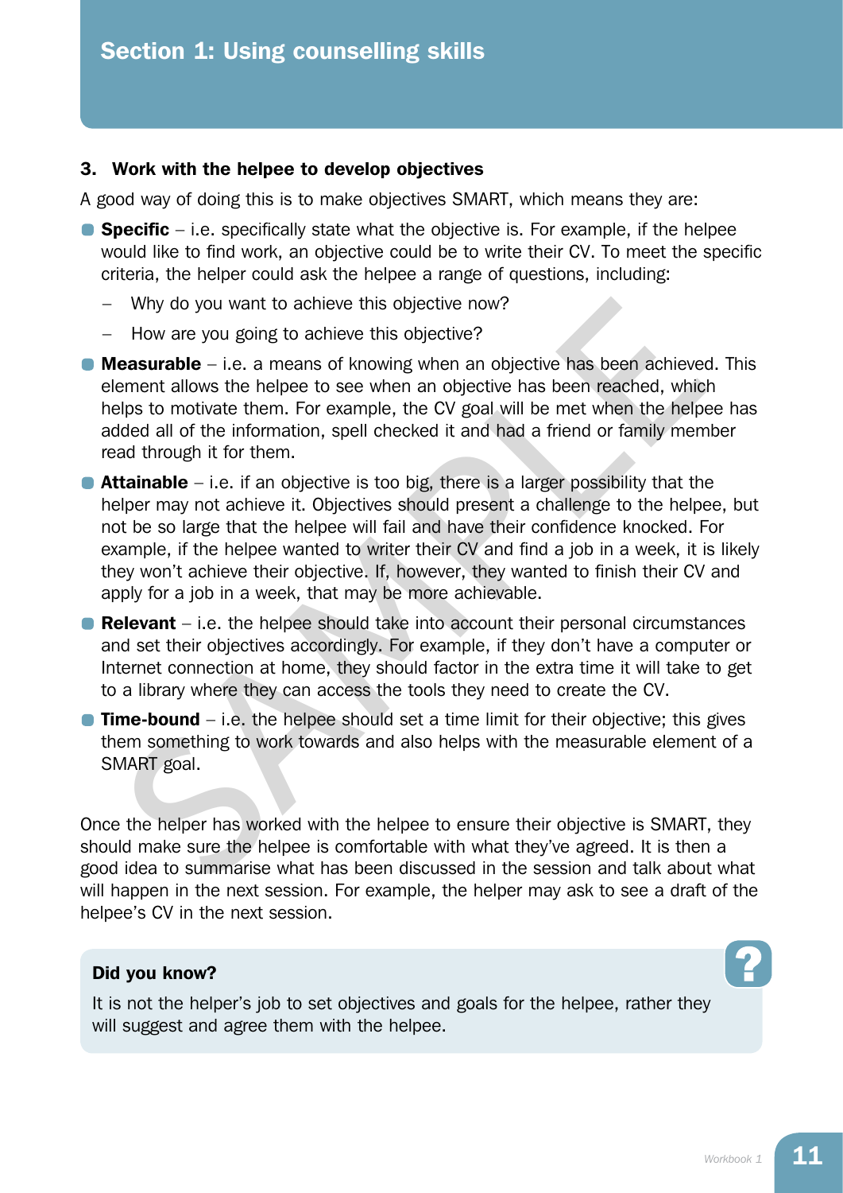### 3. Work with the helpee to develop objectives

A good way of doing this is to make objectives SMART, which means they are:

- **Specific** – i.e. specifically state what the objective is. For example, if the helpee would like to find work, an objective could be to write their CV. To meet the specific criteria, the helper could ask the helpee a range of questions, including:
  - Why do you want to achieve this objective now?
  - How are you going to achieve this objective?
- **Measurable** – i.e. a means of knowing when an objective has been achieved. This element allows the helpee to see when an objective has been reached, which helps to motivate them. For example, the CV goal will be met when the helpee has added all of the information, spell checked it and had a friend or family member read through it for them.
- **Attainable** – i.e. if an objective is too big, there is a larger possibility that the helper may not achieve it. Objectives should present a challenge to the helpee, but not be so large that the helpee will fail and have their confidence knocked. For example, if the helpee wanted to writer their CV and find a job in a week, it is likely they won't achieve their objective. If, however, they wanted to finish their CV and apply for a job in a week, that may be more achievable.
- **Relevant** – i.e. the helpee should take into account their personal circumstances and set their objectives accordingly. For example, if they don't have a computer or Internet connection at home, they should factor in the extra time it will take to get to a library where they can access the tools they need to create the CV.
- **Time-bound** – i.e. the helpee should set a time limit for their objective; this gives them something to work towards and also helps with the measurable element of a SMART goal.

Once the helper has worked with the helpee to ensure their objective is SMART, they should make sure the helpee is comfortable with what they've agreed. It is then a good idea to summarise what has been discussed in the session and talk about what will happen in the next session. For example, the helper may ask to see a draft of the helpee's CV in the next session.

**Did you know?**

It is not the helper's job to set objectives and goals for the helpee, rather they will suggest and agree them with the helpee.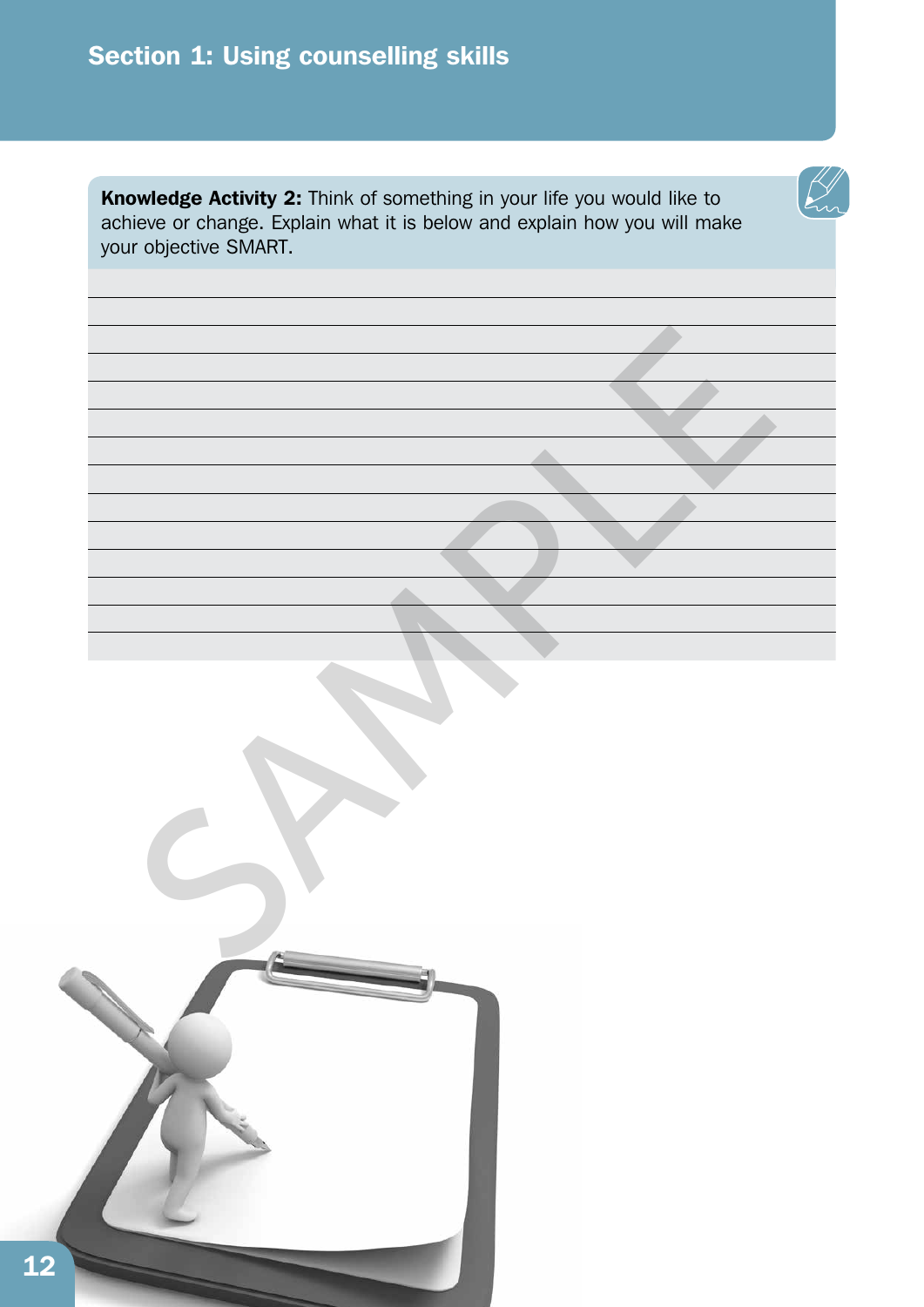**Knowledge Activity 2:** Think of something in your life you would like to achieve or change. Explain what it is below and explain how you will make your objective SMART.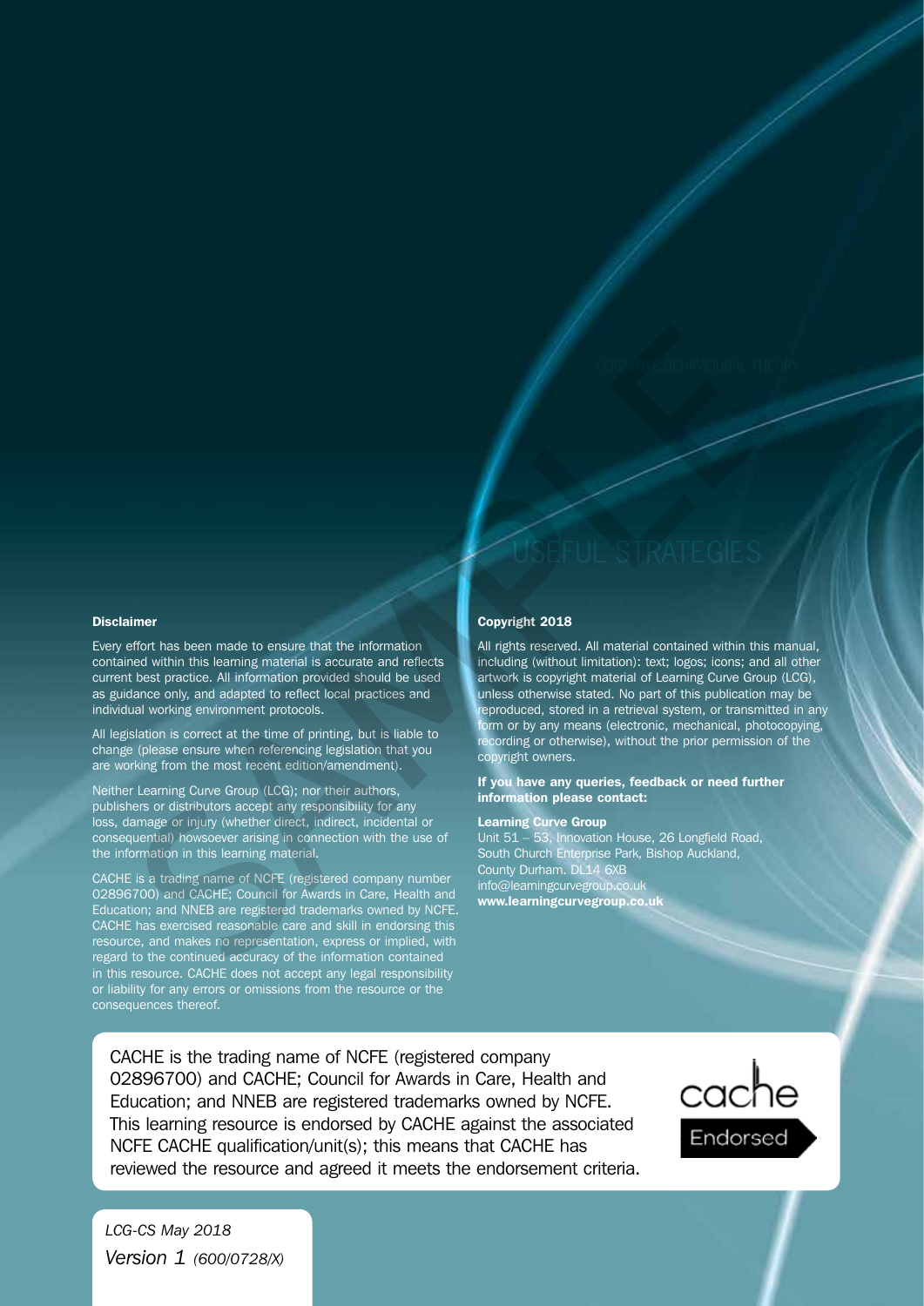COGNITIVE BEHAVIOURAL THEORY

USEFUL STRATEGIES

**Disclaimer**

Every effort has been made to ensure that the information contained within this learning material is accurate and reflects current best practice. All information provided should be used as guidance only, and adapted to reflect local practices and individual working environment protocols.

All legislation is correct at the time of printing, but is liable to change (please ensure when referencing legislation that you are working from the most recent edition/amendment).

Neither Learning Curve Group (LCG); nor their authors, publishers or distributors accept any responsibility for any loss, damage or injury (whether direct, indirect, incidental or consequential) howsoever arising in connection with the use of the information in this learning material.

CACHE is a trading name of NCFE (registered company number 02896700) and CACHE; Council for Awards in Care, Health and Education; and NNEB are registered trademarks owned by NCFE. CACHE has exercised reasonable care and skill in endorsing this resource, and makes no representation, express or implied, with regard to the continued accuracy of the information contained in this resource. CACHE does not accept any legal responsibility or liability for any errors or omissions from the resource or the consequences thereof.

**Copyright 2018**

All rights reserved. All material contained within this manual, including (without limitation): text; logos; icons; and all other artwork is copyright material of Learning Curve Group (LCG), unless otherwise stated. No part of this publication may be reproduced, stored in a retrieval system, or transmitted in any form or by any means (electronic, mechanical, photocopying, recording or otherwise), without the prior permission of the copyright owners.

**If you have any queries, feedback or need further information please contact:**

**Learning Curve Group**
Unit 51 – 53, Innovation House, 26 Longfield Road,
South Church Enterprise Park, Bishop Auckland,
County Durham. DL14 6XB
info@learningcurvegroup.co.uk
**www.learningcurvegroup.co.uk**

CACHE is the trading name of NCFE (registered company 02896700) and CACHE; Council for Awards in Care, Health and Education; and NNEB are registered trademarks owned by NCFE. This learning resource is endorsed by CACHE against the associated NCFE CACHE qualification/unit(s); this means that CACHE has reviewed the resource and agreed it meets the endorsement criteria.

cache Endorsed

*LCG-CS May 2018*
*Version 1 (600/0728/X)*